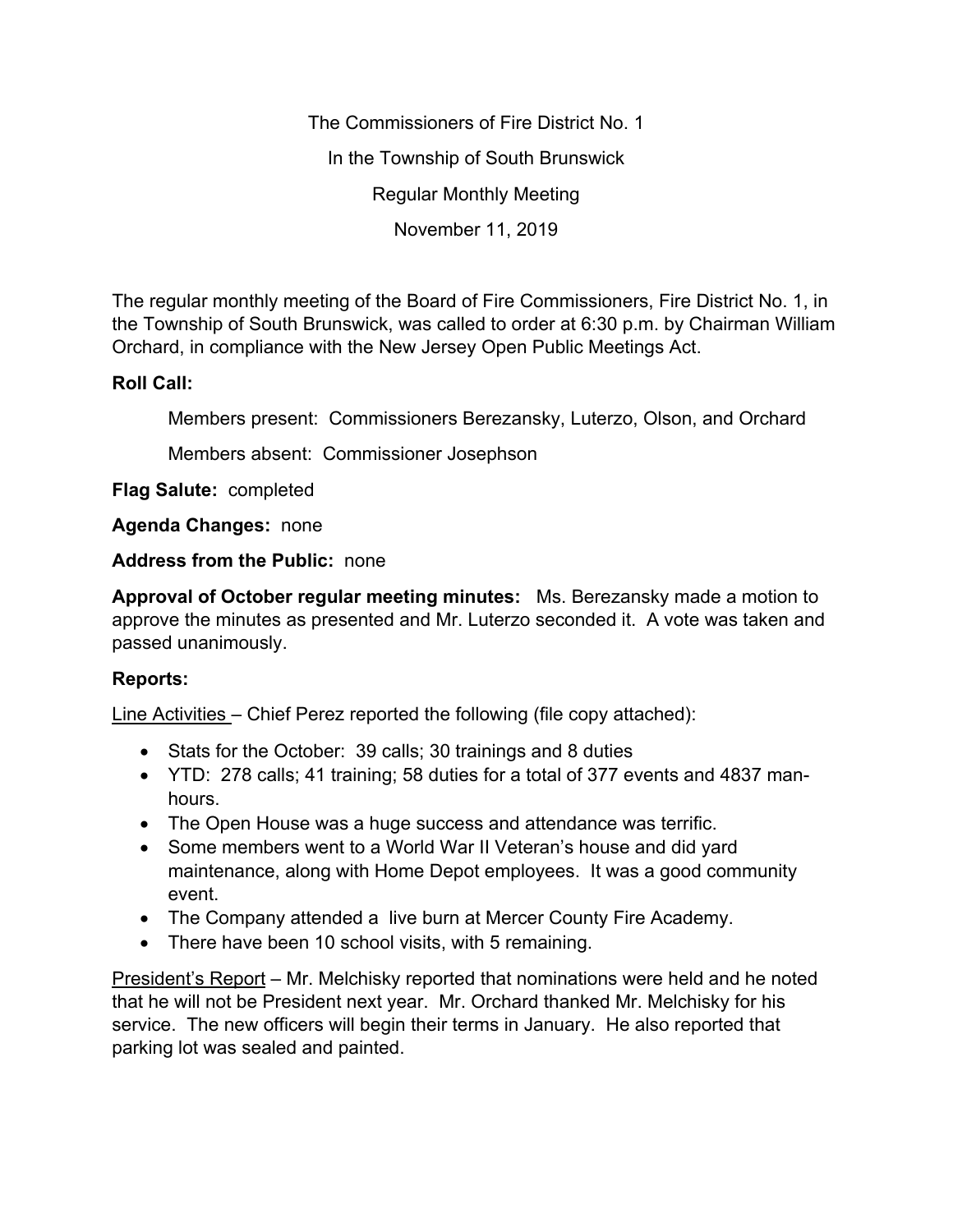The Commissioners of Fire District No. 1

In the Township of South Brunswick

Regular Monthly Meeting

November 11, 2019

The regular monthly meeting of the Board of Fire Commissioners, Fire District No. 1, in the Township of South Brunswick, was called to order at 6:30 p.m. by Chairman William Orchard, in compliance with the New Jersey Open Public Meetings Act.

**Roll Call:**

Members present: Commissioners Berezansky, Luterzo, Olson, and Orchard

Members absent: Commissioner Josephson

**Flag Salute:** completed

**Agenda Changes:** none

**Address from the Public:** none

**Approval of October regular meeting minutes:** Ms. Berezansky made a motion to approve the minutes as presented and Mr. Luterzo seconded it. A vote was taken and passed unanimously.

**Reports:**

Line Activities – Chief Perez reported the following (file copy attached):

- Stats for the October: 39 calls; 30 trainings and 8 duties
- YTD: 278 calls; 41 training; 58 duties for a total of 377 events and 4837 man-hours.
- The Open House was a huge success and attendance was terrific.
- Some members went to a World War II Veteran's house and did yard maintenance, along with Home Depot employees. It was a good community event.
- The Company attended a live burn at Mercer County Fire Academy.
- There have been 10 school visits, with 5 remaining.

President's Report – Mr. Melchisky reported that nominations were held and he noted that he will not be President next year. Mr. Orchard thanked Mr. Melchisky for his service. The new officers will begin their terms in January. He also reported that parking lot was sealed and painted.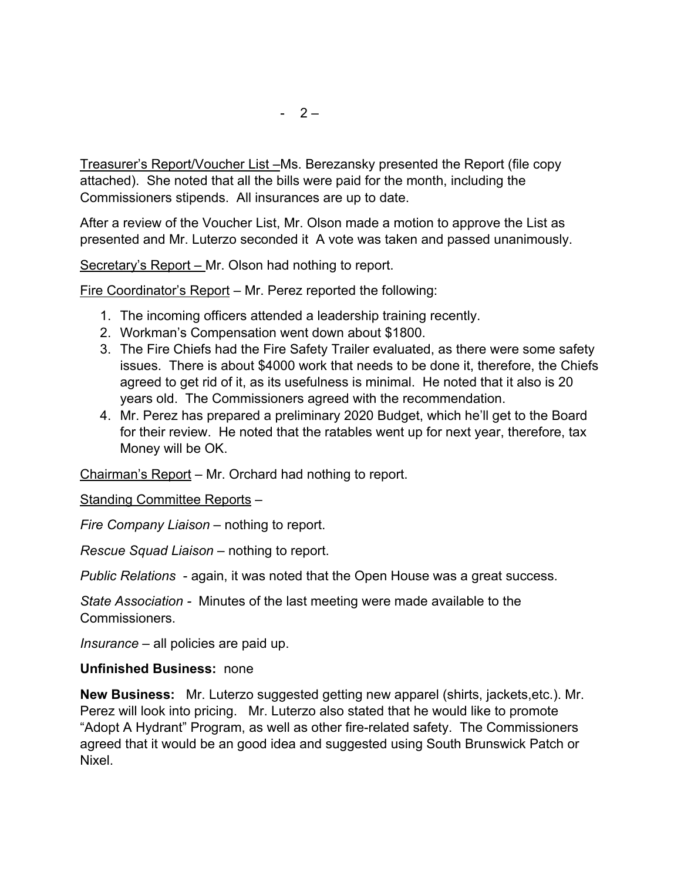Treasurer's Report/Voucher List –Ms. Berezansky presented the Report (file copy attached). She noted that all the bills were paid for the month, including the Commissioners stipends. All insurances are up to date.

After a review of the Voucher List, Mr. Olson made a motion to approve the List as presented and Mr. Luterzo seconded it A vote was taken and passed unanimously.

Secretary's Report – Mr. Olson had nothing to report.

Fire Coordinator's Report – Mr. Perez reported the following:

1. The incoming officers attended a leadership training recently.
2. Workman's Compensation went down about $1800.
3. The Fire Chiefs had the Fire Safety Trailer evaluated, as there were some safety issues. There is about $4000 work that needs to be done it, therefore, the Chiefs agreed to get rid of it, as its usefulness is minimal. He noted that it also is 20 years old. The Commissioners agreed with the recommendation.
4. Mr. Perez has prepared a preliminary 2020 Budget, which he'll get to the Board for their review. He noted that the ratables went up for next year, therefore, tax Money will be OK.

Chairman's Report – Mr. Orchard had nothing to report.

Standing Committee Reports –

*Fire Company Liaison* – nothing to report.

*Rescue Squad Liaison* – nothing to report.

*Public Relations* - again, it was noted that the Open House was a great success.

*State Association* - Minutes of the last meeting were made available to the Commissioners.

*Insurance* – all policies are paid up.

**Unfinished Business:** none

**New Business:** Mr. Luterzo suggested getting new apparel (shirts, jackets,etc.). Mr. Perez will look into pricing. Mr. Luterzo also stated that he would like to promote "Adopt A Hydrant" Program, as well as other fire-related safety. The Commissioners agreed that it would be an good idea and suggested using South Brunswick Patch or Nixel.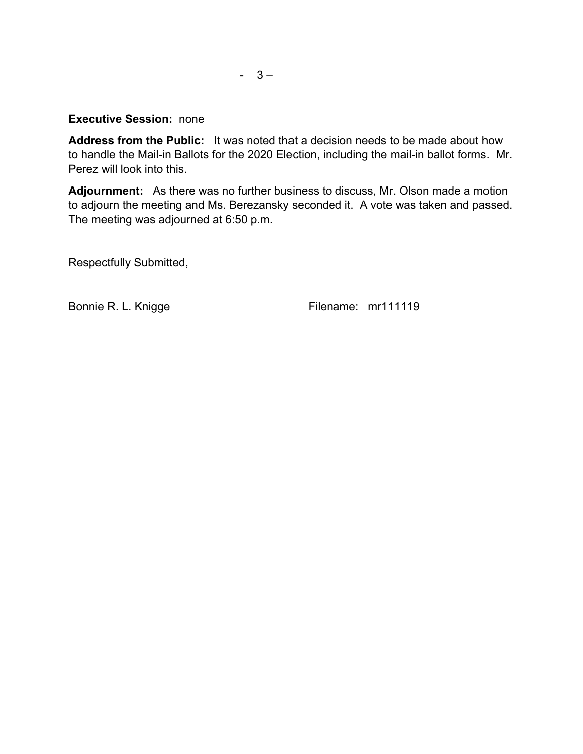**Executive Session:** none

**Address from the Public:** It was noted that a decision needs to be made about how to handle the Mail-in Ballots for the 2020 Election, including the mail-in ballot forms. Mr. Perez will look into this.

**Adjournment:** As there was no further business to discuss, Mr. Olson made a motion to adjourn the meeting and Ms. Berezansky seconded it. A vote was taken and passed. The meeting was adjourned at 6:50 p.m.

Respectfully Submitted,

Bonnie R. L. Knigge

Filename: mr111119